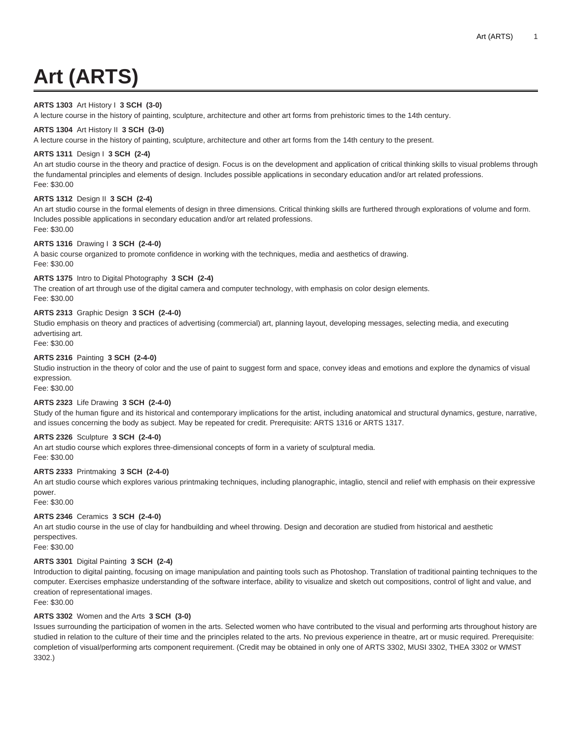# Art (ARTS)

**ARTS 1303** Art History I **3 SCH (3-0)**
A lecture course in the history of painting, sculpture, architecture and other art forms from prehistoric times to the 14th century.

**ARTS 1304** Art History II **3 SCH (3-0)**
A lecture course in the history of painting, sculpture, architecture and other art forms from the 14th century to the present.

**ARTS 1311** Design I **3 SCH (2-4)**
An art studio course in the theory and practice of design. Focus is on the development and application of critical thinking skills to visual problems through the fundamental principles and elements of design. Includes possible applications in secondary education and/or art related professions.
Fee: $30.00

**ARTS 1312** Design II **3 SCH (2-4)**
An art studio course in the formal elements of design in three dimensions. Critical thinking skills are furthered through explorations of volume and form. Includes possible applications in secondary education and/or art related professions.
Fee: $30.00

**ARTS 1316** Drawing I **3 SCH (2-4-0)**
A basic course organized to promote confidence in working with the techniques, media and aesthetics of drawing.
Fee: $30.00

**ARTS 1375** Intro to Digital Photography **3 SCH (2-4)**
The creation of art through use of the digital camera and computer technology, with emphasis on color design elements.
Fee: $30.00

**ARTS 2313** Graphic Design **3 SCH (2-4-0)**
Studio emphasis on theory and practices of advertising (commercial) art, planning layout, developing messages, selecting media, and executing advertising art.
Fee: $30.00

**ARTS 2316** Painting **3 SCH (2-4-0)**
Studio instruction in the theory of color and the use of paint to suggest form and space, convey ideas and emotions and explore the dynamics of visual expression.
Fee: $30.00

**ARTS 2323** Life Drawing **3 SCH (2-4-0)**
Study of the human figure and its historical and contemporary implications for the artist, including anatomical and structural dynamics, gesture, narrative, and issues concerning the body as subject. May be repeated for credit. Prerequisite: ARTS 1316 or ARTS 1317.

**ARTS 2326** Sculpture **3 SCH (2-4-0)**
An art studio course which explores three-dimensional concepts of form in a variety of sculptural media.
Fee: $30.00

**ARTS 2333** Printmaking **3 SCH (2-4-0)**
An art studio course which explores various printmaking techniques, including planographic, intaglio, stencil and relief with emphasis on their expressive power.
Fee: $30.00

**ARTS 2346** Ceramics **3 SCH (2-4-0)**
An art studio course in the use of clay for handbuilding and wheel throwing. Design and decoration are studied from historical and aesthetic perspectives.
Fee: $30.00

**ARTS 3301** Digital Painting **3 SCH (2-4)**
Introduction to digital painting, focusing on image manipulation and painting tools such as Photoshop. Translation of traditional painting techniques to the computer. Exercises emphasize understanding of the software interface, ability to visualize and sketch out compositions, control of light and value, and creation of representational images.
Fee: $30.00

**ARTS 3302** Women and the Arts **3 SCH (3-0)**
Issues surrounding the participation of women in the arts. Selected women who have contributed to the visual and performing arts throughout history are studied in relation to the culture of their time and the principles related to the arts. No previous experience in theatre, art or music required. Prerequisite: completion of visual/performing arts component requirement. (Credit may be obtained in only one of ARTS 3302, MUSI 3302, THEA 3302 or WMST 3302.)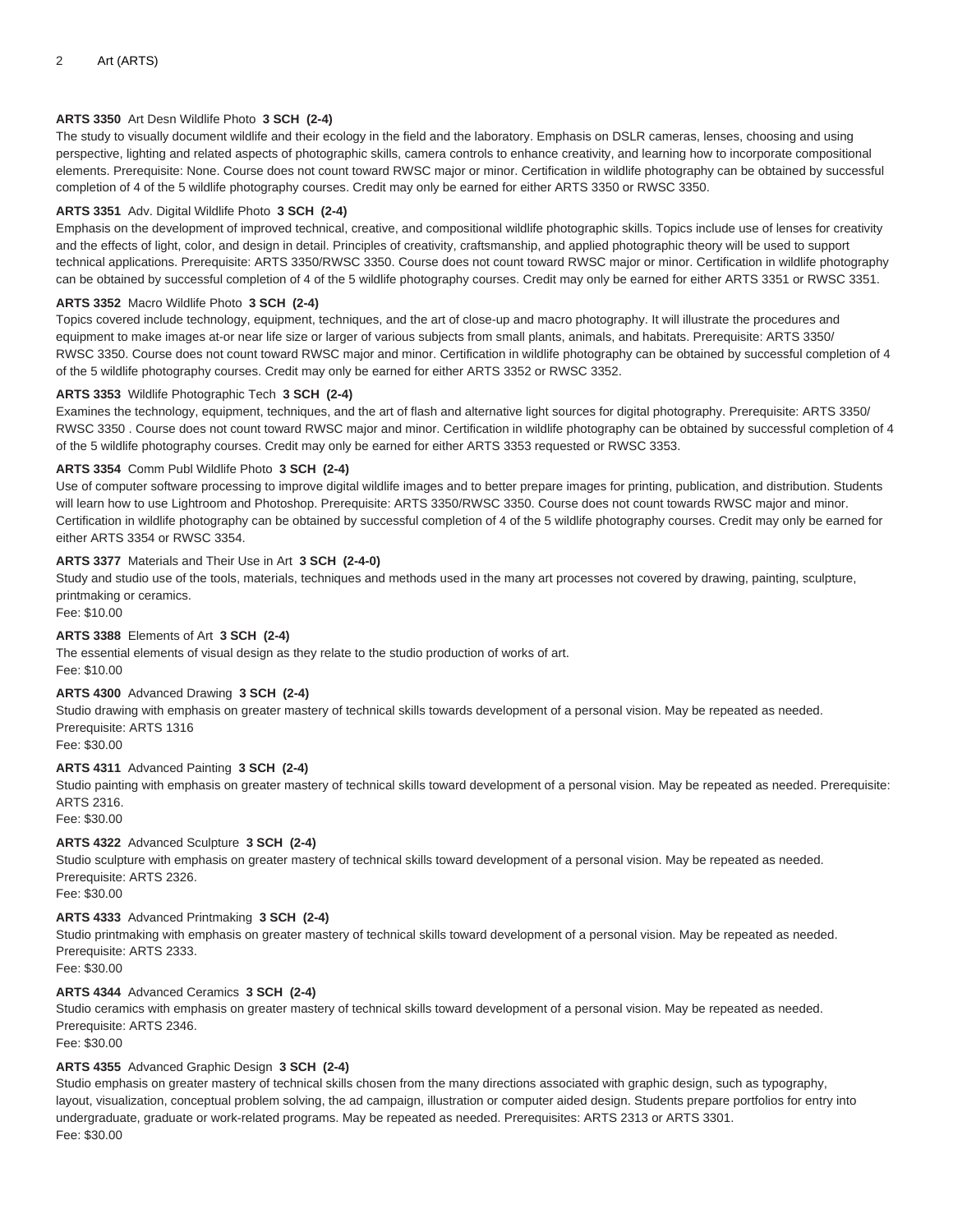**ARTS 3350** Art Desn Wildlife Photo **3 SCH (2-4)**
The study to visually document wildlife and their ecology in the field and the laboratory. Emphasis on DSLR cameras, lenses, choosing and using perspective, lighting and related aspects of photographic skills, camera controls to enhance creativity, and learning how to incorporate compositional elements. Prerequisite: None. Course does not count toward RWSC major or minor. Certification in wildlife photography can be obtained by successful completion of 4 of the 5 wildlife photography courses. Credit may only be earned for either ARTS 3350 or RWSC 3350.

**ARTS 3351** Adv. Digital Wildlife Photo **3 SCH (2-4)**
Emphasis on the development of improved technical, creative, and compositional wildlife photographic skills. Topics include use of lenses for creativity and the effects of light, color, and design in detail. Principles of creativity, craftsmanship, and applied photographic theory will be used to support technical applications. Prerequisite: ARTS 3350/RWSC 3350. Course does not count toward RWSC major or minor. Certification in wildlife photography can be obtained by successful completion of 4 of the 5 wildlife photography courses. Credit may only be earned for either ARTS 3351 or RWSC 3351.

**ARTS 3352** Macro Wildlife Photo **3 SCH (2-4)**
Topics covered include technology, equipment, techniques, and the art of close-up and macro photography. It will illustrate the procedures and equipment to make images at-or near life size or larger of various subjects from small plants, animals, and habitats. Prerequisite: ARTS 3350/ RWSC 3350. Course does not count toward RWSC major and minor. Certification in wildlife photography can be obtained by successful completion of 4 of the 5 wildlife photography courses. Credit may only be earned for either ARTS 3352 or RWSC 3352.

**ARTS 3353** Wildlife Photographic Tech **3 SCH (2-4)**
Examines the technology, equipment, techniques, and the art of flash and alternative light sources for digital photography. Prerequisite: ARTS 3350/ RWSC 3350 . Course does not count toward RWSC major and minor. Certification in wildlife photography can be obtained by successful completion of 4 of the 5 wildlife photography courses. Credit may only be earned for either ARTS 3353 requested or RWSC 3353.

**ARTS 3354** Comm Publ Wildlife Photo **3 SCH (2-4)**
Use of computer software processing to improve digital wildlife images and to better prepare images for printing, publication, and distribution. Students will learn how to use Lightroom and Photoshop. Prerequisite: ARTS 3350/RWSC 3350. Course does not count towards RWSC major and minor. Certification in wildlife photography can be obtained by successful completion of 4 of the 5 wildlife photography courses. Credit may only be earned for either ARTS 3354 or RWSC 3354.

**ARTS 3377** Materials and Their Use in Art **3 SCH (2-4-0)**
Study and studio use of the tools, materials, techniques and methods used in the many art processes not covered by drawing, painting, sculpture, printmaking or ceramics.
Fee: $10.00

**ARTS 3388** Elements of Art **3 SCH (2-4)**
The essential elements of visual design as they relate to the studio production of works of art.
Fee: $10.00

**ARTS 4300** Advanced Drawing **3 SCH (2-4)**
Studio drawing with emphasis on greater mastery of technical skills towards development of a personal vision. May be repeated as needed.
Prerequisite: ARTS 1316
Fee: $30.00

**ARTS 4311** Advanced Painting **3 SCH (2-4)**
Studio painting with emphasis on greater mastery of technical skills toward development of a personal vision. May be repeated as needed. Prerequisite: ARTS 2316.
Fee: $30.00

**ARTS 4322** Advanced Sculpture **3 SCH (2-4)**
Studio sculpture with emphasis on greater mastery of technical skills toward development of a personal vision. May be repeated as needed.
Prerequisite: ARTS 2326.
Fee: $30.00

**ARTS 4333** Advanced Printmaking **3 SCH (2-4)**
Studio printmaking with emphasis on greater mastery of technical skills toward development of a personal vision. May be repeated as needed.
Prerequisite: ARTS 2333.
Fee: $30.00

**ARTS 4344** Advanced Ceramics **3 SCH (2-4)**
Studio ceramics with emphasis on greater mastery of technical skills toward development of a personal vision. May be repeated as needed.
Prerequisite: ARTS 2346.
Fee: $30.00

**ARTS 4355** Advanced Graphic Design **3 SCH (2-4)**
Studio emphasis on greater mastery of technical skills chosen from the many directions associated with graphic design, such as typography, layout, visualization, conceptual problem solving, the ad campaign, illustration or computer aided design. Students prepare portfolios for entry into undergraduate, graduate or work-related programs. May be repeated as needed. Prerequisites: ARTS 2313 or ARTS 3301.
Fee: $30.00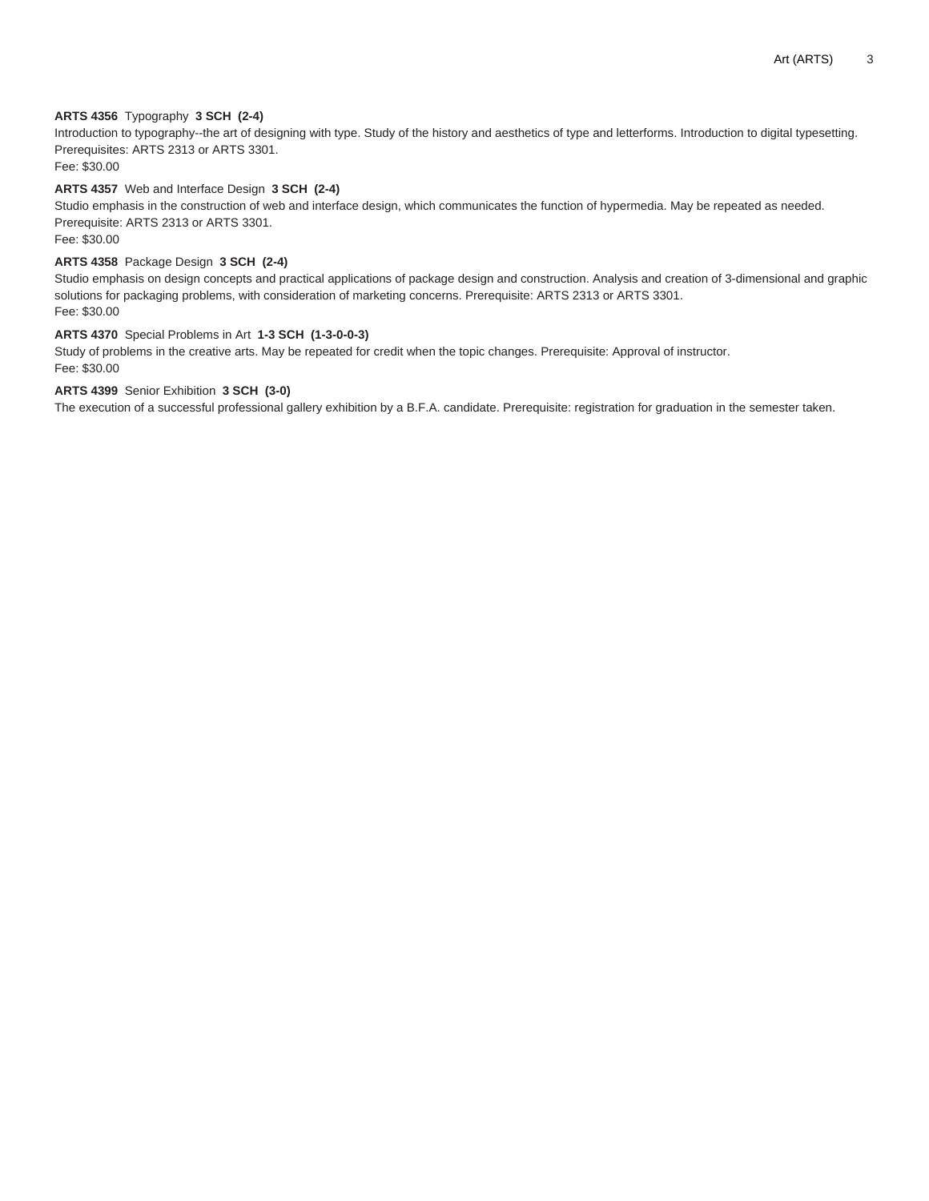**ARTS 4356** Typography **3 SCH (2-4)**
Introduction to typography--the art of designing with type. Study of the history and aesthetics of type and letterforms. Introduction to digital typesetting.
Prerequisites: ARTS 2313 or ARTS 3301.
Fee: $30.00

**ARTS 4357** Web and Interface Design **3 SCH (2-4)**
Studio emphasis in the construction of web and interface design, which communicates the function of hypermedia. May be repeated as needed.
Prerequisite: ARTS 2313 or ARTS 3301.
Fee: $30.00

**ARTS 4358** Package Design **3 SCH (2-4)**
Studio emphasis on design concepts and practical applications of package design and construction. Analysis and creation of 3-dimensional and graphic solutions for packaging problems, with consideration of marketing concerns. Prerequisite: ARTS 2313 or ARTS 3301.
Fee: $30.00

**ARTS 4370** Special Problems in Art **1-3 SCH (1-3-0-0-3)**
Study of problems in the creative arts. May be repeated for credit when the topic changes. Prerequisite: Approval of instructor.
Fee: $30.00

**ARTS 4399** Senior Exhibition **3 SCH (3-0)**
The execution of a successful professional gallery exhibition by a B.F.A. candidate. Prerequisite: registration for graduation in the semester taken.